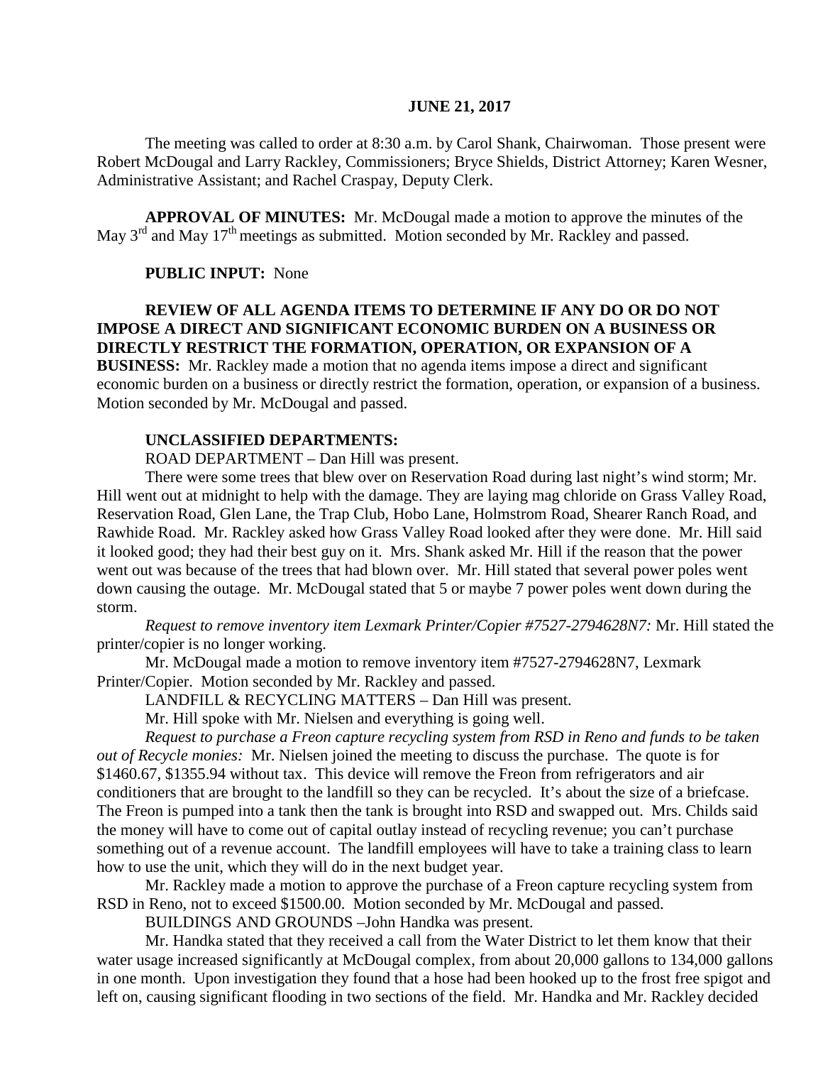**JUNE 21, 2017**

The meeting was called to order at 8:30 a.m. by Carol Shank, Chairwoman. Those present were Robert McDougal and Larry Rackley, Commissioners; Bryce Shields, District Attorney; Karen Wesner, Administrative Assistant; and Rachel Craspay, Deputy Clerk.

**APPROVAL OF MINUTES:** Mr. McDougal made a motion to approve the minutes of the May 3rd and May 17th meetings as submitted. Motion seconded by Mr. Rackley and passed.

**PUBLIC INPUT:** None

**REVIEW OF ALL AGENDA ITEMS TO DETERMINE IF ANY DO OR DO NOT IMPOSE A DIRECT AND SIGNIFICANT ECONOMIC BURDEN ON A BUSINESS OR DIRECTLY RESTRICT THE FORMATION, OPERATION, OR EXPANSION OF A BUSINESS:** Mr. Rackley made a motion that no agenda items impose a direct and significant economic burden on a business or directly restrict the formation, operation, or expansion of a business. Motion seconded by Mr. McDougal and passed.

**UNCLASSIFIED DEPARTMENTS:**

ROAD DEPARTMENT – Dan Hill was present.

There were some trees that blew over on Reservation Road during last night's wind storm; Mr. Hill went out at midnight to help with the damage. They are laying mag chloride on Grass Valley Road, Reservation Road, Glen Lane, the Trap Club, Hobo Lane, Holmstrom Road, Shearer Ranch Road, and Rawhide Road. Mr. Rackley asked how Grass Valley Road looked after they were done. Mr. Hill said it looked good; they had their best guy on it. Mrs. Shank asked Mr. Hill if the reason that the power went out was because of the trees that had blown over. Mr. Hill stated that several power poles went down causing the outage. Mr. McDougal stated that 5 or maybe 7 power poles went down during the storm.

*Request to remove inventory item Lexmark Printer/Copier #7527-2794628N7:* Mr. Hill stated the printer/copier is no longer working.

Mr. McDougal made a motion to remove inventory item #7527-2794628N7, Lexmark Printer/Copier. Motion seconded by Mr. Rackley and passed.

LANDFILL & RECYCLING MATTERS – Dan Hill was present.

Mr. Hill spoke with Mr. Nielsen and everything is going well.

*Request to purchase a Freon capture recycling system from RSD in Reno and funds to be taken out of Recycle monies:* Mr. Nielsen joined the meeting to discuss the purchase. The quote is for \$1460.67, \$1355.94 without tax. This device will remove the Freon from refrigerators and air conditioners that are brought to the landfill so they can be recycled. It's about the size of a briefcase. The Freon is pumped into a tank then the tank is brought into RSD and swapped out. Mrs. Childs said the money will have to come out of capital outlay instead of recycling revenue; you can't purchase something out of a revenue account. The landfill employees will have to take a training class to learn how to use the unit, which they will do in the next budget year.

Mr. Rackley made a motion to approve the purchase of a Freon capture recycling system from RSD in Reno, not to exceed \$1500.00. Motion seconded by Mr. McDougal and passed.

BUILDINGS AND GROUNDS –John Handka was present.

Mr. Handka stated that they received a call from the Water District to let them know that their water usage increased significantly at McDougal complex, from about 20,000 gallons to 134,000 gallons in one month. Upon investigation they found that a hose had been hooked up to the frost free spigot and left on, causing significant flooding in two sections of the field. Mr. Handka and Mr. Rackley decided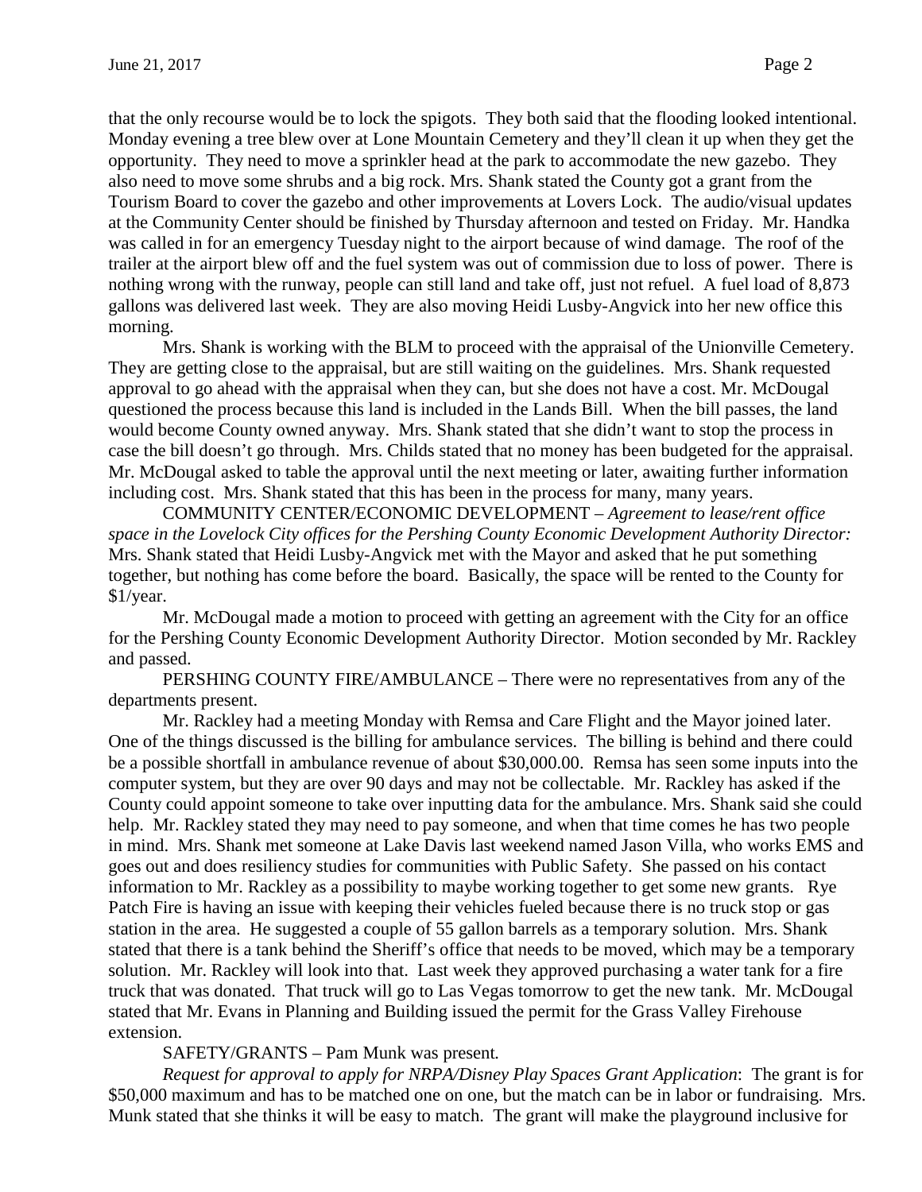that the only recourse would be to lock the spigots. They both said that the flooding looked intentional. Monday evening a tree blew over at Lone Mountain Cemetery and they'll clean it up when they get the opportunity. They need to move a sprinkler head at the park to accommodate the new gazebo. They also need to move some shrubs and a big rock. Mrs. Shank stated the County got a grant from the Tourism Board to cover the gazebo and other improvements at Lovers Lock. The audio/visual updates at the Community Center should be finished by Thursday afternoon and tested on Friday. Mr. Handka was called in for an emergency Tuesday night to the airport because of wind damage. The roof of the trailer at the airport blew off and the fuel system was out of commission due to loss of power. There is nothing wrong with the runway, people can still land and take off, just not refuel. A fuel load of 8,873 gallons was delivered last week. They are also moving Heidi Lusby-Angvick into her new office this morning.

Mrs. Shank is working with the BLM to proceed with the appraisal of the Unionville Cemetery. They are getting close to the appraisal, but are still waiting on the guidelines. Mrs. Shank requested approval to go ahead with the appraisal when they can, but she does not have a cost. Mr. McDougal questioned the process because this land is included in the Lands Bill. When the bill passes, the land would become County owned anyway. Mrs. Shank stated that she didn't want to stop the process in case the bill doesn't go through. Mrs. Childs stated that no money has been budgeted for the appraisal. Mr. McDougal asked to table the approval until the next meeting or later, awaiting further information including cost. Mrs. Shank stated that this has been in the process for many, many years.

COMMUNITY CENTER/ECONOMIC DEVELOPMENT – *Agreement to lease/rent office space in the Lovelock City offices for the Pershing County Economic Development Authority Director:* Mrs. Shank stated that Heidi Lusby-Angvick met with the Mayor and asked that he put something together, but nothing has come before the board. Basically, the space will be rented to the County for $1/year.

Mr. McDougal made a motion to proceed with getting an agreement with the City for an office for the Pershing County Economic Development Authority Director. Motion seconded by Mr. Rackley and passed.

PERSHING COUNTY FIRE/AMBULANCE – There were no representatives from any of the departments present.

Mr. Rackley had a meeting Monday with Remsa and Care Flight and the Mayor joined later. One of the things discussed is the billing for ambulance services. The billing is behind and there could be a possible shortfall in ambulance revenue of about $30,000.00. Remsa has seen some inputs into the computer system, but they are over 90 days and may not be collectable. Mr. Rackley has asked if the County could appoint someone to take over inputting data for the ambulance. Mrs. Shank said she could help. Mr. Rackley stated they may need to pay someone, and when that time comes he has two people in mind. Mrs. Shank met someone at Lake Davis last weekend named Jason Villa, who works EMS and goes out and does resiliency studies for communities with Public Safety. She passed on his contact information to Mr. Rackley as a possibility to maybe working together to get some new grants. Rye Patch Fire is having an issue with keeping their vehicles fueled because there is no truck stop or gas station in the area. He suggested a couple of 55 gallon barrels as a temporary solution. Mrs. Shank stated that there is a tank behind the Sheriff's office that needs to be moved, which may be a temporary solution. Mr. Rackley will look into that. Last week they approved purchasing a water tank for a fire truck that was donated. That truck will go to Las Vegas tomorrow to get the new tank. Mr. McDougal stated that Mr. Evans in Planning and Building issued the permit for the Grass Valley Firehouse extension.

SAFETY/GRANTS – Pam Munk was present.

*Request for approval to apply for NRPA/Disney Play Spaces Grant Application*: The grant is for $50,000 maximum and has to be matched one on one, but the match can be in labor or fundraising. Mrs. Munk stated that she thinks it will be easy to match. The grant will make the playground inclusive for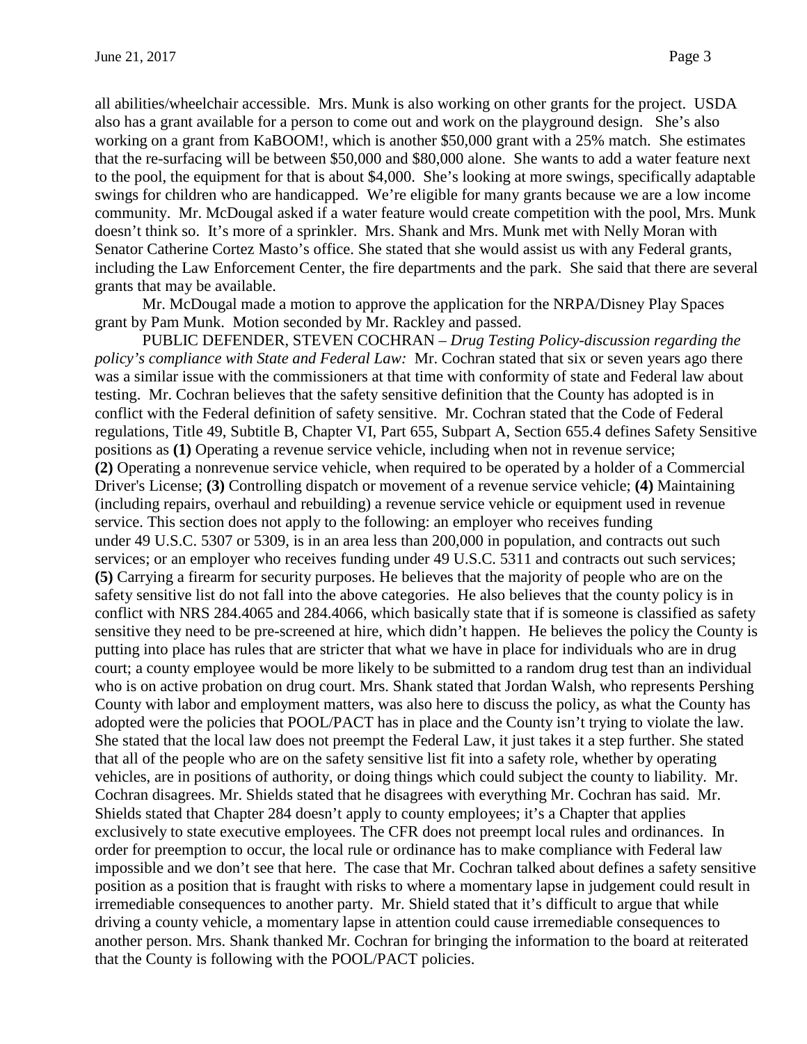all abilities/wheelchair accessible. Mrs. Munk is also working on other grants for the project. USDA also has a grant available for a person to come out and work on the playground design. She's also working on a grant from KaBOOM!, which is another $50,000 grant with a 25% match. She estimates that the re-surfacing will be between $50,000 and $80,000 alone. She wants to add a water feature next to the pool, the equipment for that is about $4,000. She's looking at more swings, specifically adaptable swings for children who are handicapped. We're eligible for many grants because we are a low income community. Mr. McDougal asked if a water feature would create competition with the pool, Mrs. Munk doesn't think so. It's more of a sprinkler. Mrs. Shank and Mrs. Munk met with Nelly Moran with Senator Catherine Cortez Masto's office. She stated that she would assist us with any Federal grants, including the Law Enforcement Center, the fire departments and the park. She said that there are several grants that may be available.

Mr. McDougal made a motion to approve the application for the NRPA/Disney Play Spaces grant by Pam Munk. Motion seconded by Mr. Rackley and passed.

PUBLIC DEFENDER, STEVEN COCHRAN – *Drug Testing Policy-discussion regarding the policy's compliance with State and Federal Law:* Mr. Cochran stated that six or seven years ago there was a similar issue with the commissioners at that time with conformity of state and Federal law about testing. Mr. Cochran believes that the safety sensitive definition that the County has adopted is in conflict with the Federal definition of safety sensitive. Mr. Cochran stated that the Code of Federal regulations, Title 49, Subtitle B, Chapter VI, Part 655, Subpart A, Section 655.4 defines Safety Sensitive positions as **(1)** Operating a revenue service vehicle, including when not in revenue service; **(2)** Operating a nonrevenue service vehicle, when required to be operated by a holder of a Commercial Driver's License; **(3)** Controlling dispatch or movement of a revenue service vehicle; **(4)** Maintaining (including repairs, overhaul and rebuilding) a revenue service vehicle or equipment used in revenue service. This section does not apply to the following: an employer who receives funding under 49 U.S.C. 5307 or 5309, is in an area less than 200,000 in population, and contracts out such services; or an employer who receives funding under 49 U.S.C. 5311 and contracts out such services; **(5)** Carrying a firearm for security purposes. He believes that the majority of people who are on the safety sensitive list do not fall into the above categories. He also believes that the county policy is in conflict with NRS 284.4065 and 284.4066, which basically state that if is someone is classified as safety sensitive they need to be pre-screened at hire, which didn't happen. He believes the policy the County is putting into place has rules that are stricter that what we have in place for individuals who are in drug court; a county employee would be more likely to be submitted to a random drug test than an individual who is on active probation on drug court. Mrs. Shank stated that Jordan Walsh, who represents Pershing County with labor and employment matters, was also here to discuss the policy, as what the County has adopted were the policies that POOL/PACT has in place and the County isn't trying to violate the law. She stated that the local law does not preempt the Federal Law, it just takes it a step further. She stated that all of the people who are on the safety sensitive list fit into a safety role, whether by operating vehicles, are in positions of authority, or doing things which could subject the county to liability. Mr. Cochran disagrees. Mr. Shields stated that he disagrees with everything Mr. Cochran has said. Mr. Shields stated that Chapter 284 doesn't apply to county employees; it's a Chapter that applies exclusively to state executive employees. The CFR does not preempt local rules and ordinances. In order for preemption to occur, the local rule or ordinance has to make compliance with Federal law impossible and we don't see that here. The case that Mr. Cochran talked about defines a safety sensitive position as a position that is fraught with risks to where a momentary lapse in judgement could result in irremediable consequences to another party. Mr. Shield stated that it's difficult to argue that while driving a county vehicle, a momentary lapse in attention could cause irremediable consequences to another person. Mrs. Shank thanked Mr. Cochran for bringing the information to the board at reiterated that the County is following with the POOL/PACT policies.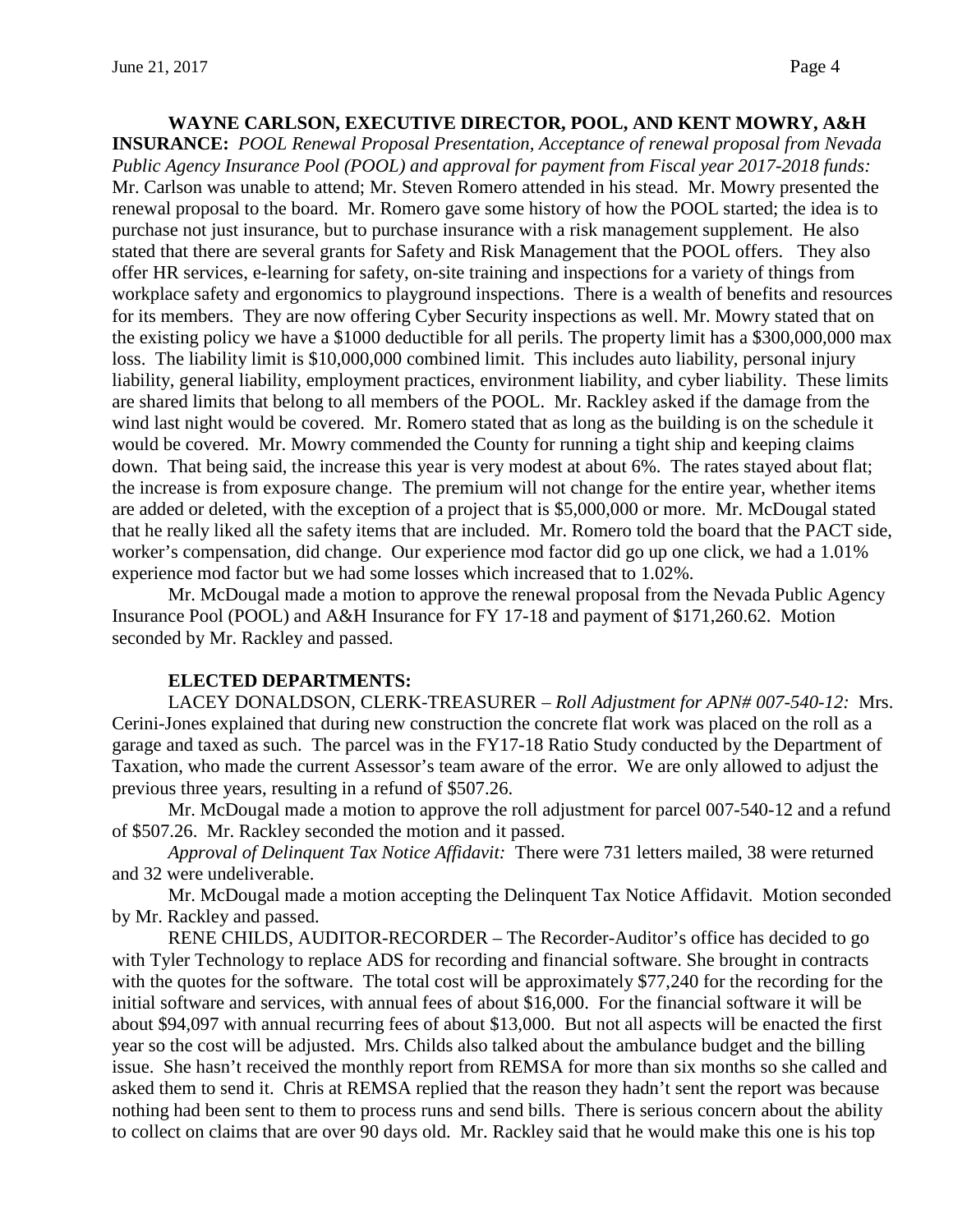**WAYNE CARLSON, EXECUTIVE DIRECTOR, POOL, AND KENT MOWRY, A&H INSURANCE:** *POOL Renewal Proposal Presentation, Acceptance of renewal proposal from Nevada Public Agency Insurance Pool (POOL) and approval for payment from Fiscal year 2017-2018 funds:* Mr. Carlson was unable to attend; Mr. Steven Romero attended in his stead. Mr. Mowry presented the renewal proposal to the board. Mr. Romero gave some history of how the POOL started; the idea is to purchase not just insurance, but to purchase insurance with a risk management supplement. He also stated that there are several grants for Safety and Risk Management that the POOL offers. They also offer HR services, e-learning for safety, on-site training and inspections for a variety of things from workplace safety and ergonomics to playground inspections. There is a wealth of benefits and resources for its members. They are now offering Cyber Security inspections as well. Mr. Mowry stated that on the existing policy we have a $1000 deductible for all perils. The property limit has a $300,000,000 max loss. The liability limit is $10,000,000 combined limit. This includes auto liability, personal injury liability, general liability, employment practices, environment liability, and cyber liability. These limits are shared limits that belong to all members of the POOL. Mr. Rackley asked if the damage from the wind last night would be covered. Mr. Romero stated that as long as the building is on the schedule it would be covered. Mr. Mowry commended the County for running a tight ship and keeping claims down. That being said, the increase this year is very modest at about 6%. The rates stayed about flat; the increase is from exposure change. The premium will not change for the entire year, whether items are added or deleted, with the exception of a project that is $5,000,000 or more. Mr. McDougal stated that he really liked all the safety items that are included. Mr. Romero told the board that the PACT side, worker's compensation, did change. Our experience mod factor did go up one click, we had a 1.01% experience mod factor but we had some losses which increased that to 1.02%.

Mr. McDougal made a motion to approve the renewal proposal from the Nevada Public Agency Insurance Pool (POOL) and A&H Insurance for FY 17-18 and payment of $171,260.62. Motion seconded by Mr. Rackley and passed.

**ELECTED DEPARTMENTS:**

LACEY DONALDSON, CLERK-TREASURER – *Roll Adjustment for APN# 007-540-12:* Mrs. Cerini-Jones explained that during new construction the concrete flat work was placed on the roll as a garage and taxed as such. The parcel was in the FY17-18 Ratio Study conducted by the Department of Taxation, who made the current Assessor's team aware of the error. We are only allowed to adjust the previous three years, resulting in a refund of $507.26.

Mr. McDougal made a motion to approve the roll adjustment for parcel 007-540-12 and a refund of $507.26. Mr. Rackley seconded the motion and it passed.

*Approval of Delinquent Tax Notice Affidavit:* There were 731 letters mailed, 38 were returned and 32 were undeliverable.

Mr. McDougal made a motion accepting the Delinquent Tax Notice Affidavit. Motion seconded by Mr. Rackley and passed.

RENE CHILDS, AUDITOR-RECORDER – The Recorder-Auditor's office has decided to go with Tyler Technology to replace ADS for recording and financial software. She brought in contracts with the quotes for the software. The total cost will be approximately $77,240 for the recording for the initial software and services, with annual fees of about $16,000. For the financial software it will be about $94,097 with annual recurring fees of about $13,000. But not all aspects will be enacted the first year so the cost will be adjusted. Mrs. Childs also talked about the ambulance budget and the billing issue. She hasn't received the monthly report from REMSA for more than six months so she called and asked them to send it. Chris at REMSA replied that the reason they hadn't sent the report was because nothing had been sent to them to process runs and send bills. There is serious concern about the ability to collect on claims that are over 90 days old. Mr. Rackley said that he would make this one is his top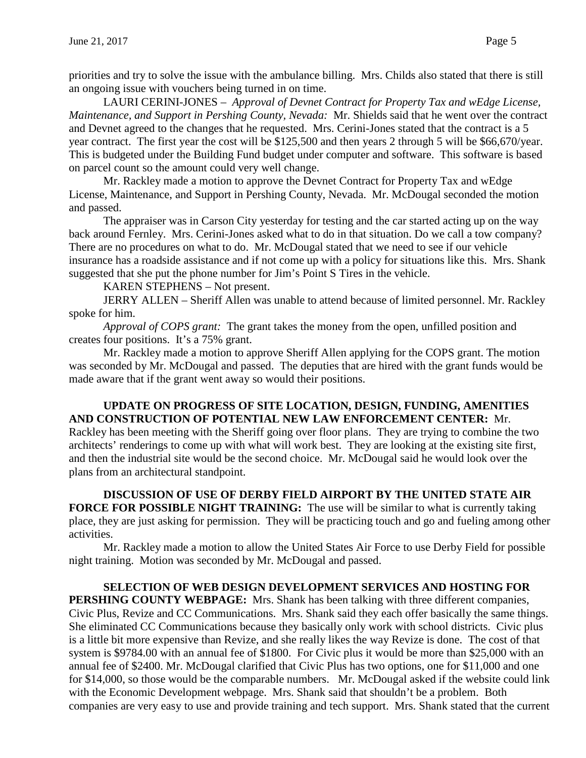priorities and try to solve the issue with the ambulance billing. Mrs. Childs also stated that there is still an ongoing issue with vouchers being turned in on time.

LAURI CERINI-JONES – *Approval of Devnet Contract for Property Tax and wEdge License, Maintenance, and Support in Pershing County, Nevada:* Mr. Shields said that he went over the contract and Devnet agreed to the changes that he requested. Mrs. Cerini-Jones stated that the contract is a 5 year contract. The first year the cost will be $125,500 and then years 2 through 5 will be $66,670/year. This is budgeted under the Building Fund budget under computer and software. This software is based on parcel count so the amount could very well change.

Mr. Rackley made a motion to approve the Devnet Contract for Property Tax and wEdge License, Maintenance, and Support in Pershing County, Nevada. Mr. McDougal seconded the motion and passed.

The appraiser was in Carson City yesterday for testing and the car started acting up on the way back around Fernley. Mrs. Cerini-Jones asked what to do in that situation. Do we call a tow company? There are no procedures on what to do. Mr. McDougal stated that we need to see if our vehicle insurance has a roadside assistance and if not come up with a policy for situations like this. Mrs. Shank suggested that she put the phone number for Jim's Point S Tires in the vehicle.

KAREN STEPHENS – Not present.

JERRY ALLEN – Sheriff Allen was unable to attend because of limited personnel. Mr. Rackley spoke for him.

*Approval of COPS grant:* The grant takes the money from the open, unfilled position and creates four positions. It's a 75% grant.

Mr. Rackley made a motion to approve Sheriff Allen applying for the COPS grant. The motion was seconded by Mr. McDougal and passed. The deputies that are hired with the grant funds would be made aware that if the grant went away so would their positions.

**UPDATE ON PROGRESS OF SITE LOCATION, DESIGN, FUNDING, AMENITIES AND CONSTRUCTION OF POTENTIAL NEW LAW ENFORCEMENT CENTER:** Mr. Rackley has been meeting with the Sheriff going over floor plans. They are trying to combine the two architects' renderings to come up with what will work best. They are looking at the existing site first, and then the industrial site would be the second choice. Mr. McDougal said he would look over the plans from an architectural standpoint.

**DISCUSSION OF USE OF DERBY FIELD AIRPORT BY THE UNITED STATE AIR FORCE FOR POSSIBLE NIGHT TRAINING:** The use will be similar to what is currently taking place, they are just asking for permission. They will be practicing touch and go and fueling among other activities.

Mr. Rackley made a motion to allow the United States Air Force to use Derby Field for possible night training. Motion was seconded by Mr. McDougal and passed.

**SELECTION OF WEB DESIGN DEVELOPMENT SERVICES AND HOSTING FOR PERSHING COUNTY WEBPAGE:** Mrs. Shank has been talking with three different companies, Civic Plus, Revize and CC Communications. Mrs. Shank said they each offer basically the same things. She eliminated CC Communications because they basically only work with school districts. Civic plus is a little bit more expensive than Revize, and she really likes the way Revize is done. The cost of that system is $9784.00 with an annual fee of $1800. For Civic plus it would be more than $25,000 with an annual fee of $2400. Mr. McDougal clarified that Civic Plus has two options, one for $11,000 and one for $14,000, so those would be the comparable numbers. Mr. McDougal asked if the website could link with the Economic Development webpage. Mrs. Shank said that shouldn't be a problem. Both companies are very easy to use and provide training and tech support. Mrs. Shank stated that the current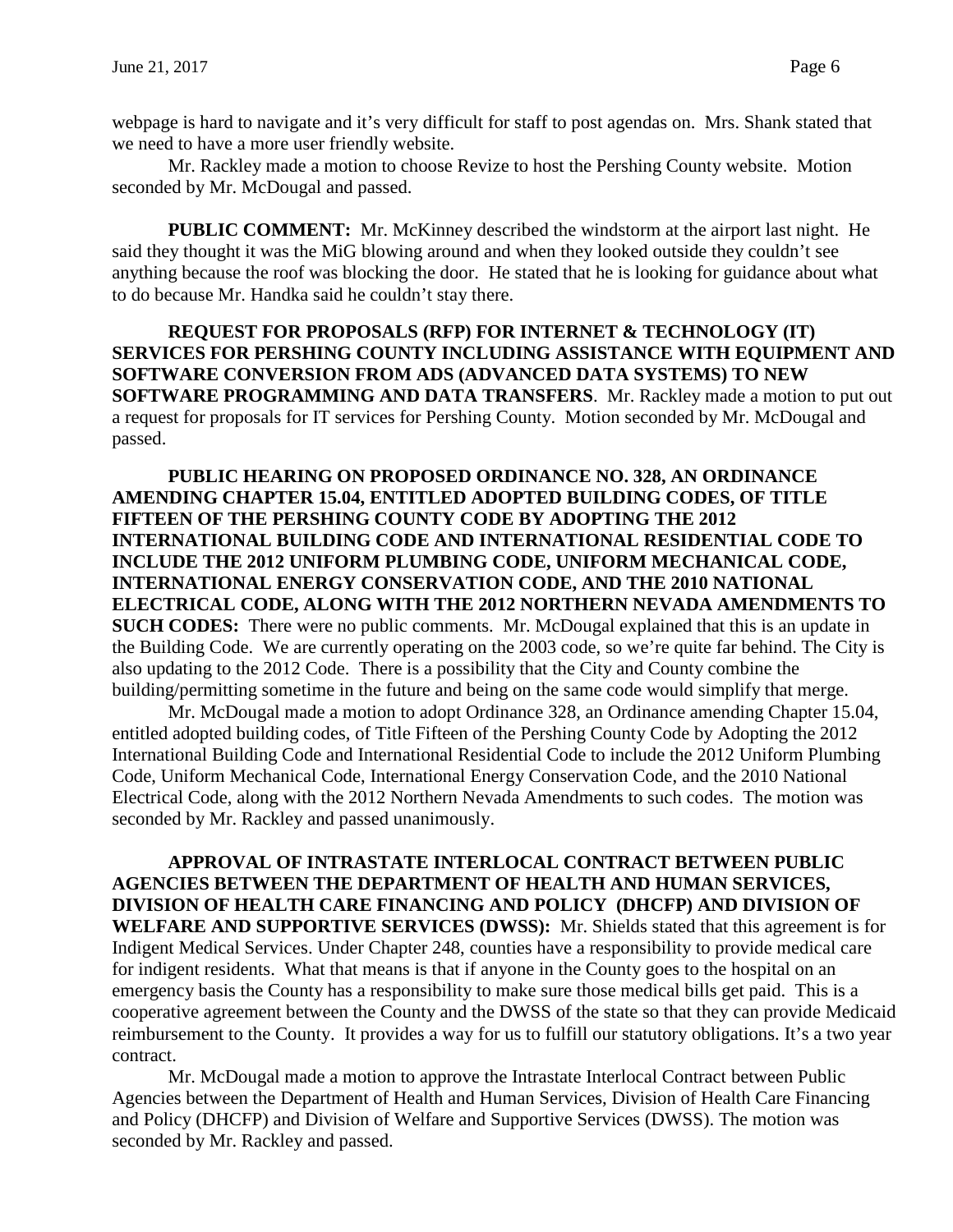webpage is hard to navigate and it's very difficult for staff to post agendas on. Mrs. Shank stated that we need to have a more user friendly website.

Mr. Rackley made a motion to choose Revize to host the Pershing County website. Motion seconded by Mr. McDougal and passed.

**PUBLIC COMMENT:** Mr. McKinney described the windstorm at the airport last night. He said they thought it was the MiG blowing around and when they looked outside they couldn't see anything because the roof was blocking the door. He stated that he is looking for guidance about what to do because Mr. Handka said he couldn't stay there.

**REQUEST FOR PROPOSALS (RFP) FOR INTERNET & TECHNOLOGY (IT) SERVICES FOR PERSHING COUNTY INCLUDING ASSISTANCE WITH EQUIPMENT AND SOFTWARE CONVERSION FROM ADS (ADVANCED DATA SYSTEMS) TO NEW SOFTWARE PROGRAMMING AND DATA TRANSFERS**. Mr. Rackley made a motion to put out a request for proposals for IT services for Pershing County. Motion seconded by Mr. McDougal and passed.

**PUBLIC HEARING ON PROPOSED ORDINANCE NO. 328, AN ORDINANCE AMENDING CHAPTER 15.04, ENTITLED ADOPTED BUILDING CODES, OF TITLE FIFTEEN OF THE PERSHING COUNTY CODE BY ADOPTING THE 2012 INTERNATIONAL BUILDING CODE AND INTERNATIONAL RESIDENTIAL CODE TO INCLUDE THE 2012 UNIFORM PLUMBING CODE, UNIFORM MECHANICAL CODE, INTERNATIONAL ENERGY CONSERVATION CODE, AND THE 2010 NATIONAL ELECTRICAL CODE, ALONG WITH THE 2012 NORTHERN NEVADA AMENDMENTS TO SUCH CODES:** There were no public comments. Mr. McDougal explained that this is an update in the Building Code. We are currently operating on the 2003 code, so we're quite far behind. The City is also updating to the 2012 Code. There is a possibility that the City and County combine the building/permitting sometime in the future and being on the same code would simplify that merge.

Mr. McDougal made a motion to adopt Ordinance 328, an Ordinance amending Chapter 15.04, entitled adopted building codes, of Title Fifteen of the Pershing County Code by Adopting the 2012 International Building Code and International Residential Code to include the 2012 Uniform Plumbing Code, Uniform Mechanical Code, International Energy Conservation Code, and the 2010 National Electrical Code, along with the 2012 Northern Nevada Amendments to such codes. The motion was seconded by Mr. Rackley and passed unanimously.

**APPROVAL OF INTRASTATE INTERLOCAL CONTRACT BETWEEN PUBLIC AGENCIES BETWEEN THE DEPARTMENT OF HEALTH AND HUMAN SERVICES, DIVISION OF HEALTH CARE FINANCING AND POLICY (DHCFP) AND DIVISION OF WELFARE AND SUPPORTIVE SERVICES (DWSS):** Mr. Shields stated that this agreement is for Indigent Medical Services. Under Chapter 248, counties have a responsibility to provide medical care for indigent residents. What that means is that if anyone in the County goes to the hospital on an emergency basis the County has a responsibility to make sure those medical bills get paid. This is a cooperative agreement between the County and the DWSS of the state so that they can provide Medicaid reimbursement to the County. It provides a way for us to fulfill our statutory obligations. It's a two year contract.

Mr. McDougal made a motion to approve the Intrastate Interlocal Contract between Public Agencies between the Department of Health and Human Services, Division of Health Care Financing and Policy (DHCFP) and Division of Welfare and Supportive Services (DWSS). The motion was seconded by Mr. Rackley and passed.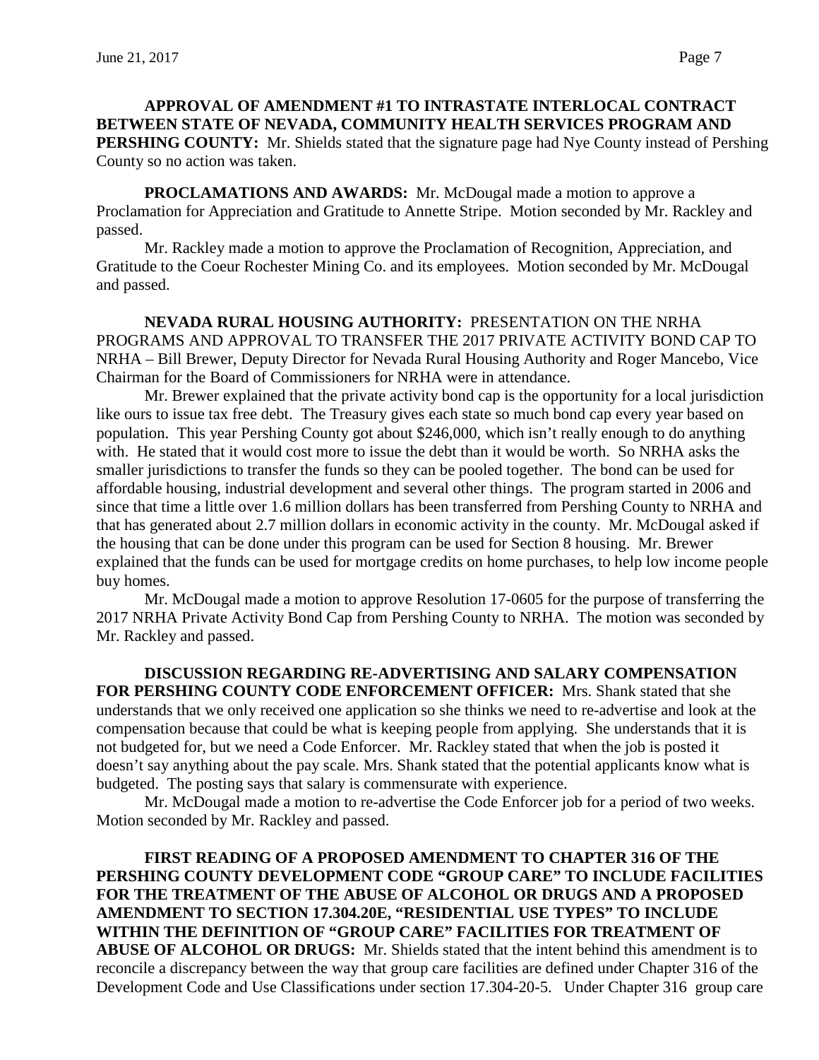**APPROVAL OF AMENDMENT #1 TO INTRASTATE INTERLOCAL CONTRACT BETWEEN STATE OF NEVADA, COMMUNITY HEALTH SERVICES PROGRAM AND PERSHING COUNTY:** Mr. Shields stated that the signature page had Nye County instead of Pershing County so no action was taken.

**PROCLAMATIONS AND AWARDS:** Mr. McDougal made a motion to approve a Proclamation for Appreciation and Gratitude to Annette Stripe. Motion seconded by Mr. Rackley and passed.

Mr. Rackley made a motion to approve the Proclamation of Recognition, Appreciation, and Gratitude to the Coeur Rochester Mining Co. and its employees. Motion seconded by Mr. McDougal and passed.

**NEVADA RURAL HOUSING AUTHORITY:** PRESENTATION ON THE NRHA PROGRAMS AND APPROVAL TO TRANSFER THE 2017 PRIVATE ACTIVITY BOND CAP TO NRHA – Bill Brewer, Deputy Director for Nevada Rural Housing Authority and Roger Mancebo, Vice Chairman for the Board of Commissioners for NRHA were in attendance.

Mr. Brewer explained that the private activity bond cap is the opportunity for a local jurisdiction like ours to issue tax free debt. The Treasury gives each state so much bond cap every year based on population. This year Pershing County got about $246,000, which isn't really enough to do anything with. He stated that it would cost more to issue the debt than it would be worth. So NRHA asks the smaller jurisdictions to transfer the funds so they can be pooled together. The bond can be used for affordable housing, industrial development and several other things. The program started in 2006 and since that time a little over 1.6 million dollars has been transferred from Pershing County to NRHA and that has generated about 2.7 million dollars in economic activity in the county. Mr. McDougal asked if the housing that can be done under this program can be used for Section 8 housing. Mr. Brewer explained that the funds can be used for mortgage credits on home purchases, to help low income people buy homes.

Mr. McDougal made a motion to approve Resolution 17-0605 for the purpose of transferring the 2017 NRHA Private Activity Bond Cap from Pershing County to NRHA. The motion was seconded by Mr. Rackley and passed.

**DISCUSSION REGARDING RE-ADVERTISING AND SALARY COMPENSATION FOR PERSHING COUNTY CODE ENFORCEMENT OFFICER:** Mrs. Shank stated that she understands that we only received one application so she thinks we need to re-advertise and look at the compensation because that could be what is keeping people from applying. She understands that it is not budgeted for, but we need a Code Enforcer. Mr. Rackley stated that when the job is posted it doesn't say anything about the pay scale. Mrs. Shank stated that the potential applicants know what is budgeted. The posting says that salary is commensurate with experience.

Mr. McDougal made a motion to re-advertise the Code Enforcer job for a period of two weeks. Motion seconded by Mr. Rackley and passed.

**FIRST READING OF A PROPOSED AMENDMENT TO CHAPTER 316 OF THE PERSHING COUNTY DEVELOPMENT CODE "GROUP CARE" TO INCLUDE FACILITIES FOR THE TREATMENT OF THE ABUSE OF ALCOHOL OR DRUGS AND A PROPOSED AMENDMENT TO SECTION 17.304.20E, "RESIDENTIAL USE TYPES" TO INCLUDE WITHIN THE DEFINITION OF "GROUP CARE" FACILITIES FOR TREATMENT OF ABUSE OF ALCOHOL OR DRUGS:** Mr. Shields stated that the intent behind this amendment is to reconcile a discrepancy between the way that group care facilities are defined under Chapter 316 of the Development Code and Use Classifications under section 17.304-20-5. Under Chapter 316 group care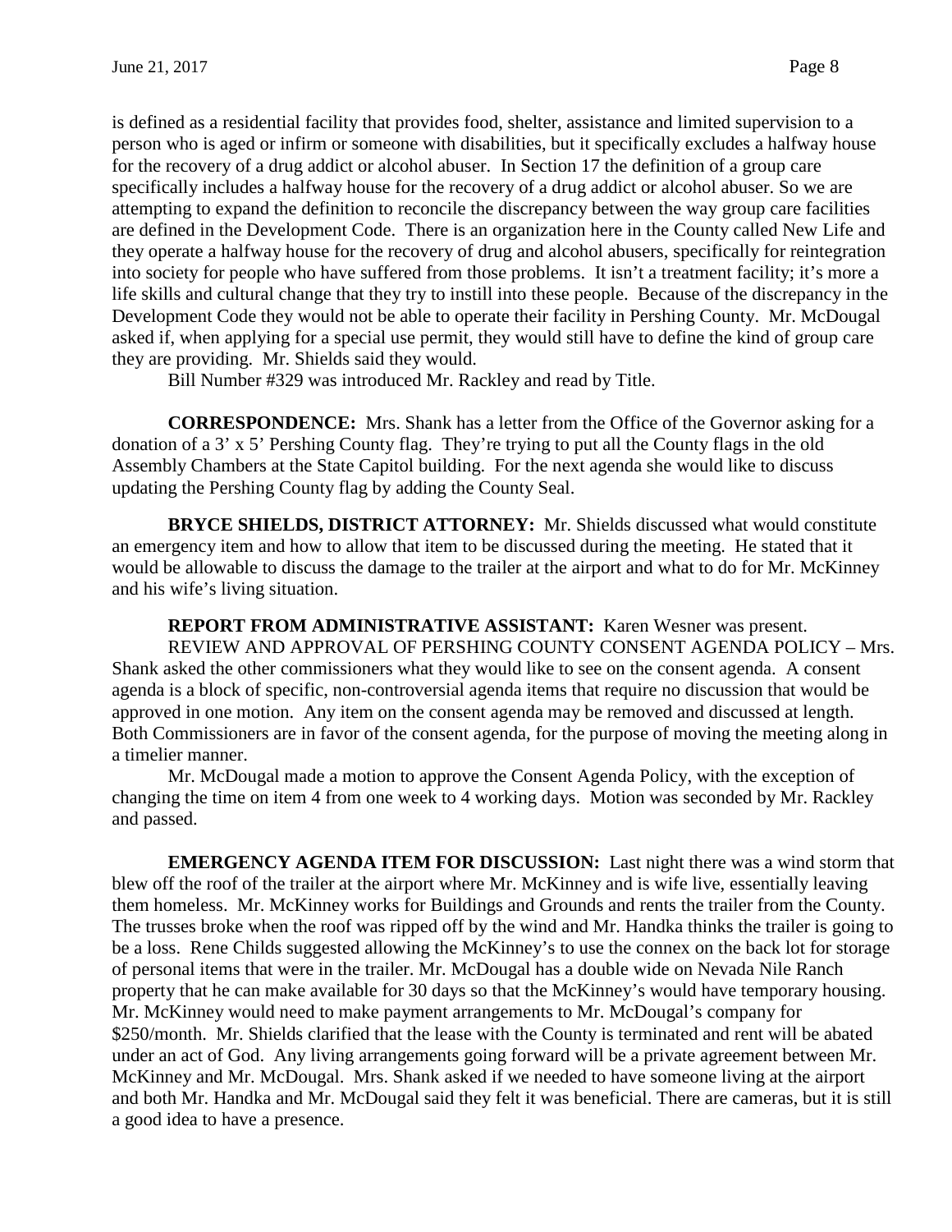is defined as a residential facility that provides food, shelter, assistance and limited supervision to a person who is aged or infirm or someone with disabilities, but it specifically excludes a halfway house for the recovery of a drug addict or alcohol abuser. In Section 17 the definition of a group care specifically includes a halfway house for the recovery of a drug addict or alcohol abuser. So we are attempting to expand the definition to reconcile the discrepancy between the way group care facilities are defined in the Development Code. There is an organization here in the County called New Life and they operate a halfway house for the recovery of drug and alcohol abusers, specifically for reintegration into society for people who have suffered from those problems. It isn't a treatment facility; it's more a life skills and cultural change that they try to instill into these people. Because of the discrepancy in the Development Code they would not be able to operate their facility in Pershing County. Mr. McDougal asked if, when applying for a special use permit, they would still have to define the kind of group care they are providing. Mr. Shields said they would.

Bill Number #329 was introduced Mr. Rackley and read by Title.

**CORRESPONDENCE:** Mrs. Shank has a letter from the Office of the Governor asking for a donation of a 3' x 5' Pershing County flag. They're trying to put all the County flags in the old Assembly Chambers at the State Capitol building. For the next agenda she would like to discuss updating the Pershing County flag by adding the County Seal.

**BRYCE SHIELDS, DISTRICT ATTORNEY:** Mr. Shields discussed what would constitute an emergency item and how to allow that item to be discussed during the meeting. He stated that it would be allowable to discuss the damage to the trailer at the airport and what to do for Mr. McKinney and his wife's living situation.

**REPORT FROM ADMINISTRATIVE ASSISTANT:** Karen Wesner was present.

REVIEW AND APPROVAL OF PERSHING COUNTY CONSENT AGENDA POLICY – Mrs. Shank asked the other commissioners what they would like to see on the consent agenda. A consent agenda is a block of specific, non-controversial agenda items that require no discussion that would be approved in one motion. Any item on the consent agenda may be removed and discussed at length. Both Commissioners are in favor of the consent agenda, for the purpose of moving the meeting along in a timelier manner.

Mr. McDougal made a motion to approve the Consent Agenda Policy, with the exception of changing the time on item 4 from one week to 4 working days. Motion was seconded by Mr. Rackley and passed.

**EMERGENCY AGENDA ITEM FOR DISCUSSION:** Last night there was a wind storm that blew off the roof of the trailer at the airport where Mr. McKinney and is wife live, essentially leaving them homeless. Mr. McKinney works for Buildings and Grounds and rents the trailer from the County. The trusses broke when the roof was ripped off by the wind and Mr. Handka thinks the trailer is going to be a loss. Rene Childs suggested allowing the McKinney's to use the connex on the back lot for storage of personal items that were in the trailer. Mr. McDougal has a double wide on Nevada Nile Ranch property that he can make available for 30 days so that the McKinney's would have temporary housing. Mr. McKinney would need to make payment arrangements to Mr. McDougal's company for $250/month. Mr. Shields clarified that the lease with the County is terminated and rent will be abated under an act of God. Any living arrangements going forward will be a private agreement between Mr. McKinney and Mr. McDougal. Mrs. Shank asked if we needed to have someone living at the airport and both Mr. Handka and Mr. McDougal said they felt it was beneficial. There are cameras, but it is still a good idea to have a presence.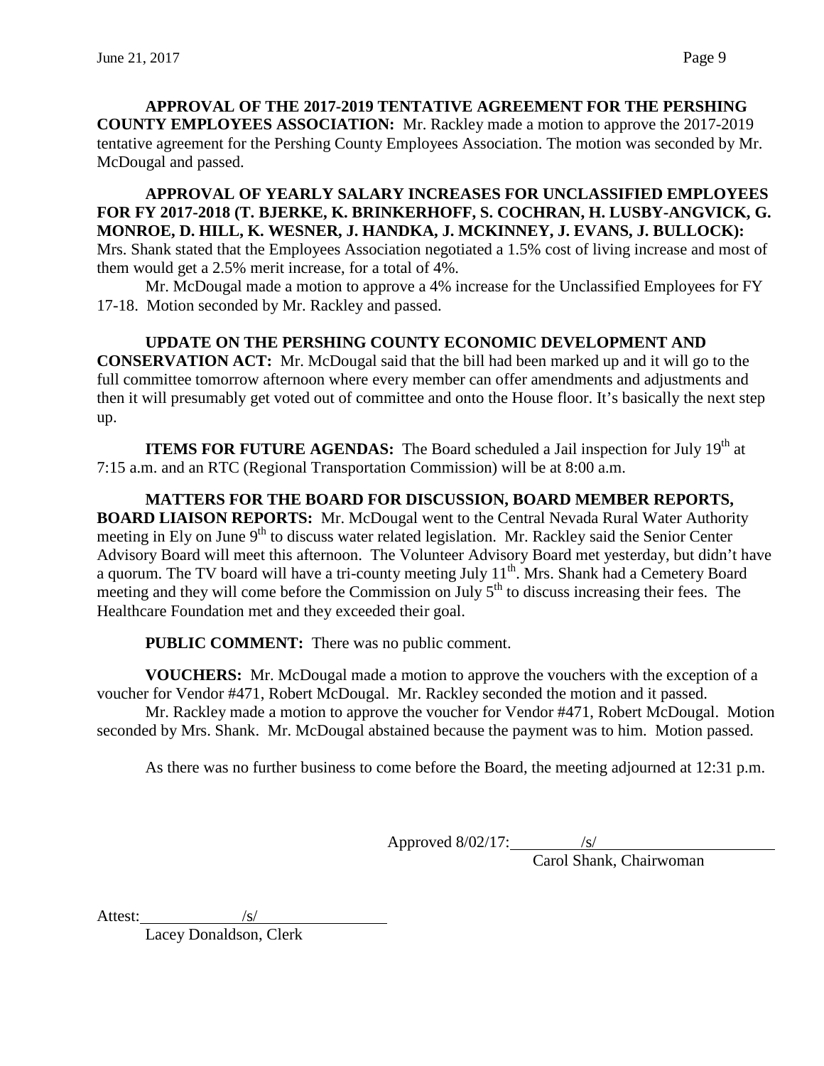**APPROVAL OF THE 2017-2019 TENTATIVE AGREEMENT FOR THE PERSHING COUNTY EMPLOYEES ASSOCIATION:** Mr. Rackley made a motion to approve the 2017-2019 tentative agreement for the Pershing County Employees Association. The motion was seconded by Mr. McDougal and passed.

**APPROVAL OF YEARLY SALARY INCREASES FOR UNCLASSIFIED EMPLOYEES FOR FY 2017-2018 (T. BJERKE, K. BRINKERHOFF, S. COCHRAN, H. LUSBY-ANGVICK, G. MONROE, D. HILL, K. WESNER, J. HANDKA, J. MCKINNEY, J. EVANS, J. BULLOCK):** Mrs. Shank stated that the Employees Association negotiated a 1.5% cost of living increase and most of them would get a 2.5% merit increase, for a total of 4%.

Mr. McDougal made a motion to approve a 4% increase for the Unclassified Employees for FY 17-18. Motion seconded by Mr. Rackley and passed.

**UPDATE ON THE PERSHING COUNTY ECONOMIC DEVELOPMENT AND CONSERVATION ACT:** Mr. McDougal said that the bill had been marked up and it will go to the full committee tomorrow afternoon where every member can offer amendments and adjustments and then it will presumably get voted out of committee and onto the House floor. It's basically the next step up.

**ITEMS FOR FUTURE AGENDAS:** The Board scheduled a Jail inspection for July 19th at 7:15 a.m. and an RTC (Regional Transportation Commission) will be at 8:00 a.m.

**MATTERS FOR THE BOARD FOR DISCUSSION, BOARD MEMBER REPORTS, BOARD LIAISON REPORTS:** Mr. McDougal went to the Central Nevada Rural Water Authority meeting in Ely on June 9th to discuss water related legislation. Mr. Rackley said the Senior Center Advisory Board will meet this afternoon. The Volunteer Advisory Board met yesterday, but didn't have a quorum. The TV board will have a tri-county meeting July 11th. Mrs. Shank had a Cemetery Board meeting and they will come before the Commission on July 5th to discuss increasing their fees. The Healthcare Foundation met and they exceeded their goal.

**PUBLIC COMMENT:** There was no public comment.

**VOUCHERS:** Mr. McDougal made a motion to approve the vouchers with the exception of a voucher for Vendor #471, Robert McDougal. Mr. Rackley seconded the motion and it passed.

Mr. Rackley made a motion to approve the voucher for Vendor #471, Robert McDougal. Motion seconded by Mrs. Shank. Mr. McDougal abstained because the payment was to him. Motion passed.

As there was no further business to come before the Board, the meeting adjourned at 12:31 p.m.

Approved 8/02/17: /s/
Carol Shank, Chairwoman

Attest: /s/
Lacey Donaldson, Clerk